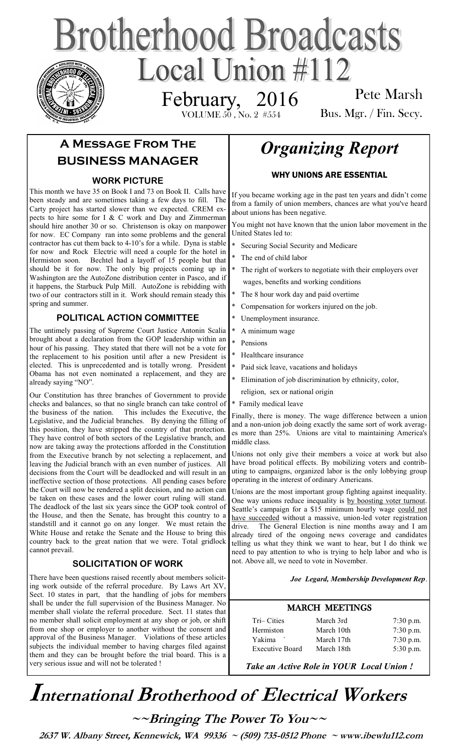# Brotherhood Broadcasts

## Local Union #112

February, 2016

VOLUME 50 , No. 2 #554

Pete Marsh

Bus. Mgr. / Fin. Secy.

## A Message From The Business Manager

### WORK PICTURE

This month we have 35 on Book I and 73 on Book II. Calls have been steady and are sometimes taking a few days to fill. The Carty project has started slower than we expected. CREM expects to hire some for I & C work and Day and Zimmerman should hire another 30 or so. Christenson is okay on manpower for now. EC Company ran into some problems and the general contractor has cut them back to 4-10's for a while. Dyna is stable for now and Rock Electric will need a couple for the hotel in Hermiston soon. Bechtel had a layoff of 15 people but that should be it for now. The only big projects coming up in Washington are the AutoZone distribution center in Pasco, and if it happens, the Starbuck Pulp Mill. AutoZone is rebidding with two of our contractors still in it. Work should remain steady this spring and summer.

### POLITICAL ACTION COMMITTEE

The untimely passing of Supreme Court Justice Antonin Scalia brought about a declaration from the GOP leadership within an hour of his passing. They stated that there will not be a vote for the replacement to his position until after a new President is elected. This is unprecedented and is totally wrong. President Obama has not even nominated a replacement, and they are already saying "NO".

Our Constitution has three branches of Government to provide checks and balances, so that no single branch can take control of the business of the nation. This includes the Executive, the Legislative, and the Judicial branches. By denying the filling of this position, they have stripped the country of that protection. They have control of both sectors of the Legislative branch, and now are taking away the protections afforded in the Constitution from the Executive branch by not selecting a replacement, and leaving the Judicial branch with an even number of justices. All decisions from the Court will be deadlocked and will result in an ineffective section of those protections. All pending cases before the Court will now be rendered a split decision, and no action can be taken on these cases and the lower court ruling will stand. The deadlock of the last six years since the GOP took control of the House, and then the Senate, has brought this country to a standstill and it cannot go on any longer. We must retain the White House and retake the Senate and the House to bring this country back to the great nation that we were. Total gridlock cannot prevail.

### SOLICITATION OF WORK

There have been questions raised recently about members soliciting work outside of the referral procedure. By Laws Art XV, Sect. 10 states in part, that the handling of jobs for members shall be under the full supervision of the Business Manager. No member shall violate the referral procedure. Sect. 11 states that no member shall solicit employment at any shop or job, or shift from one shop or employer to another without the consent and approval of the Business Manager. Violations of these articles subjects the individual member to having charges filed against them and they can be brought before the trial board. This is a very serious issue and will not be tolerated !

## *Organizing Report*

### WHY UNIONS ARE ESSENTIAL

If you became working age in the past ten years and didn't come from a family of union members, chances are what you've heard about unions has been negative.

You might not have known that the union labor movement in the United States led to:

* Securing Social Security and Medicare
* The end of child labor
* The right of workers to negotiate with their employers over wages, benefits and working conditions
* The 8 hour work day and paid overtime
* Compensation for workers injured on the job.
* Unemployment insurance.
* A minimum wage
* Pensions
* Healthcare insurance
* Paid sick leave, vacations and holidays
* Elimination of job discrimination by ethnicity, color, religion, sex or national origin
* Family medical leave

Finally, there is money. The wage difference between a union and a non-union job doing exactly the same sort of work averages more than 25%. Unions are vital to maintaining America's middle class.

Unions not only give their members a voice at work but also have broad political effects. By mobilizing voters and contributing to campaigns, organized labor is the only lobbying group operating in the interest of ordinary Americans.

Unions are the most important group fighting against inequality. One way unions reduce inequality is by boosting voter turnout. Seattle's campaign for a $15 minimum hourly wage could not have succeeded without a massive, union-led voter registration drive. The General Election is nine months away and I am already tired of the ongoing news coverage and candidates telling us what they think we want to hear, but I do think we need to pay attention to who is trying to help labor and who is not. Above all, we need to vote in November.

***Joe Legard, Membership Development Rep*.**

### MARCH MEETINGS

| | | |
|---|---|---|
| Tri– Cities | March 3rd | 7:30 p.m. |
| Hermiston | March 10th | 7:30 p.m. |
| Yakima | March 17th | 7:30 p.m. |
| Executive Board | March 18th | 5:30 p.m. |

***Take an Active Role in YOUR Local Union !***

# International Brotherhood of Electrical Workers

**~~Bringing The Power To You~~**

**2637 W. Albany Street, Kennewick, WA 99336 ~ (509) 735-0512 Phone ~ www.ibewlu112.com**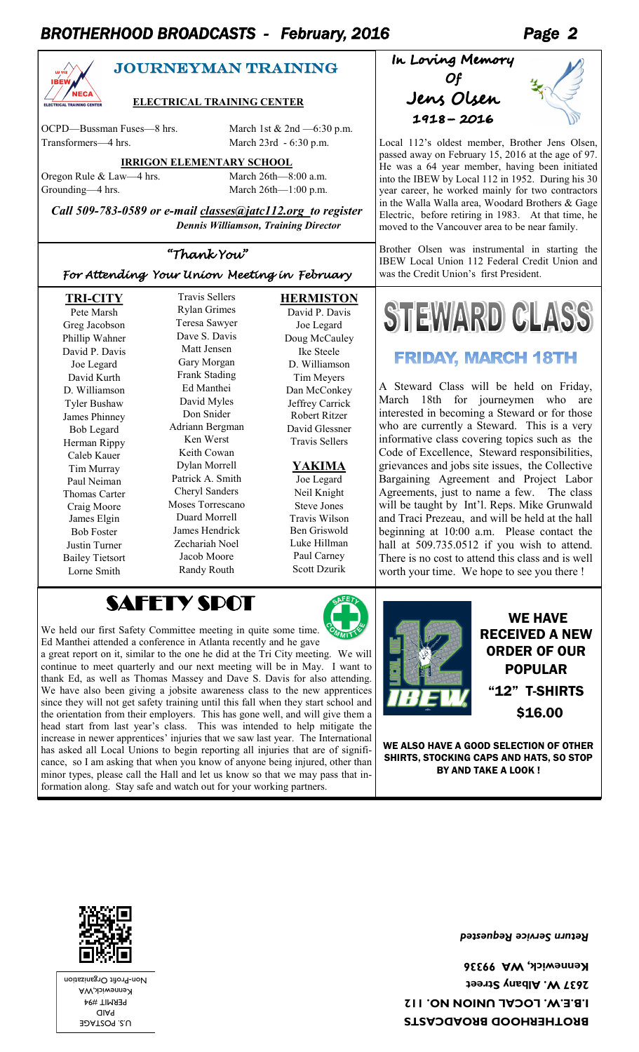## JOURNEYMAN TRAINING

### ELECTRICAL TRAINING CENTER

OCPD—Bussman Fuses—8 hrs. March 1st & 2nd —6:30 p.m.
Transformers—4 hrs. March 23rd - 6:30 p.m.

### IRRIGON ELEMENTARY SCHOOL

Oregon Rule & Law—4 hrs. March 26th—8:00 a.m.
Grounding—4 hrs. March 26th—1:00 p.m.

***Call 509-783-0589 or e-mail classes@jatc112.org to register***
***Dennis Williamson, Training Director***

## "Thank You"

### For Attending Your Union Meeting in February

**TRI-CITY**

Pete Marsh
Greg Jacobson
Phillip Wahner
David P. Davis
Joe Legard
David Kurth
D. Williamson
Tyler Bushaw
James Phinney
Bob Legard
Herman Rippy
Caleb Kauer
Tim Murray
Paul Neiman
Thomas Carter
Craig Moore
James Elgin
Bob Foster
Justin Turner
Bailey Tietsort
Lorne Smith
Travis Sellers
Rylan Grimes
Teresa Sawyer
Dave S. Davis
Matt Jensen
Gary Morgan
Frank Stading
Ed Manthei
David Myles
Don Snider
Adriann Bergman
Ken Werst
Keith Cowan
Dylan Morrell
Patrick A. Smith
Cheryl Sanders
Moses Torrescano
Duard Morrell
James Hendrick
Zechariah Noel
Jacob Moore
Randy Routh

**HERMISTON**

David P. Davis
Joe Legard
Doug McCauley
Ike Steele
D. Williamson
Tim Meyers
Dan McConkey
Jeffrey Carrick
Robert Ritzer
David Glessner
Travis Sellers

**YAKIMA**

Joe Legard
Neil Knight
Steve Jones
Travis Wilson
Ben Griswold
Luke Hillman
Paul Carney
Scott Dzurik

## SAFETY SPOT

We held our first Safety Committee meeting in quite some time. Ed Manthei attended a conference in Atlanta recently and he gave a great report on it, similar to the one he did at the Tri City meeting. We will continue to meet quarterly and our next meeting will be in May. I want to thank Ed, as well as Thomas Massey and Dave S. Davis for also attending. We have also been giving a jobsite awareness class to the new apprentices since they will not get safety training until this fall when they start school and the orientation from their employers. This has gone well, and will give them a head start from last year's class. This was intended to help mitigate the increase in newer apprentices' injuries that we saw last year. The International has asked all Local Unions to begin reporting all injuries that are of significance, so I am asking that when you know of anyone being injured, other than minor types, please call the Hall and let us know so that we may pass that information along. Stay safe and watch out for your working partners.

## In Loving Memory Of Jens Olsen 1918– 2016

Local 112's oldest member, Brother Jens Olsen, passed away on February 15, 2016 at the age of 97. He was a 64 year member, having been initiated into the IBEW by Local 112 in 1952. During his 30 year career, he worked mainly for two contractors in the Walla Walla area, Woodard Brothers & Gage Electric, before retiring in 1983. At that time, he moved to the Vancouver area to be near family.

Brother Olsen was instrumental in starting the IBEW Local Union 112 Federal Credit Union and was the Credit Union's first President.

## STEWARD CLASS

### FRIDAY, MARCH 18TH

A Steward Class will be held on Friday, March 18th for journeymen who are interested in becoming a Steward or for those who are currently a Steward. This is a very informative class covering topics such as the Code of Excellence, Steward responsibilities, grievances and jobs site issues, the Collective Bargaining Agreement and Project Labor Agreements, just to name a few. The class will be taught by Int'l. Reps. Mike Grunwald and Traci Prezeau, and will be held at the hall beginning at 10:00 a.m. Please contact the hall at 509.735.0512 if you wish to attend. There is no cost to attend this class and is well worth your time. We hope to see you there !

**WE HAVE RECEIVED A NEW ORDER OF OUR POPULAR "12" T-SHIRTS $16.00**

**WE ALSO HAVE A GOOD SELECTION OF OTHER SHIRTS, STOCKING CAPS AND HATS, SO STOP BY AND TAKE A LOOK !**

**BROTHERHOOD BROADCASTS**
**I.B.E.W. LOCAL UNION NO. 112**
**2637 W. Albany Street**
**Kennewick, WA 99336**

*Return Service Requested*

U.S. POSTAGE
PAID
PERMIT #94
Kennewick,WA
Non-Profit Organization